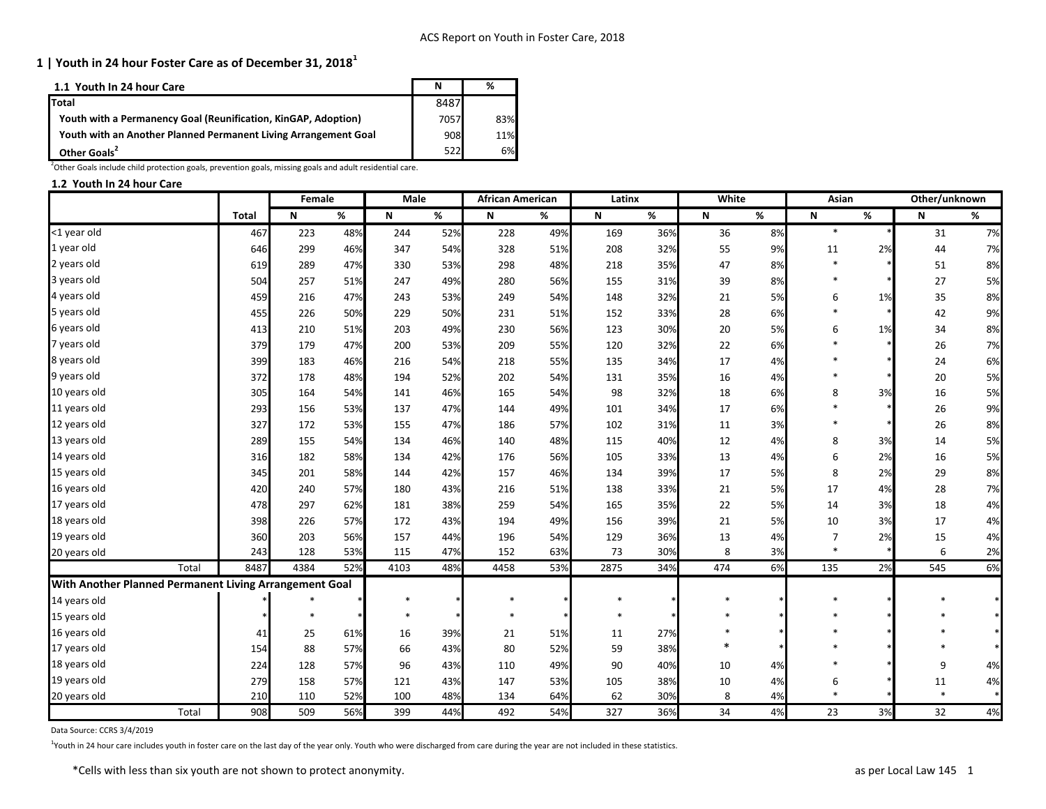## 1 | Youth in 24 hour Foster Care as of December 31, 2018[1]

| 1.1 Youth In 24 hour Care | N | % |
|---|---|---|
| Total | 8487 | |
| Youth with a Permanency Goal (Reunification, KinGAP, Adoption) | 7057 | 83% |
| Youth with an Another Planned Permanent Living Arrangement Goal | 908 | 11% |
| Other Goals[2] | 522 | 6% |

[2]Other Goals include child protection goals, prevention goals, missing goals and adult residential care.

### 1.2 Youth In 24 hour Care

| | | Female | | Male | | African American | | Latinx | | White | | Asian | | Other/unknown | |
|---|---|---|---|---|---|---|---|---|---|---|---|---|---|---|---|
| | Total | N | % | N | % | N | % | N | % | N | % | N | % | N | % |
| <1 year old | 467 | 223 | 48% | 244 | 52% | 228 | 49% | 169 | 36% | 36 | 8% | * | * | 31 | 7% |
| 1 year old | 646 | 299 | 46% | 347 | 54% | 328 | 51% | 208 | 32% | 55 | 9% | 11 | 2% | 44 | 7% |
| 2 years old | 619 | 289 | 47% | 330 | 53% | 298 | 48% | 218 | 35% | 47 | 8% | * | * | 51 | 8% |
| 3 years old | 504 | 257 | 51% | 247 | 49% | 280 | 56% | 155 | 31% | 39 | 8% | * | * | 27 | 5% |
| 4 years old | 459 | 216 | 47% | 243 | 53% | 249 | 54% | 148 | 32% | 21 | 5% | 6 | 1% | 35 | 8% |
| 5 years old | 455 | 226 | 50% | 229 | 50% | 231 | 51% | 152 | 33% | 28 | 6% | * | * | 42 | 9% |
| 6 years old | 413 | 210 | 51% | 203 | 49% | 230 | 56% | 123 | 30% | 20 | 5% | 6 | 1% | 34 | 8% |
| 7 years old | 379 | 179 | 47% | 200 | 53% | 209 | 55% | 120 | 32% | 22 | 6% | * | * | 26 | 7% |
| 8 years old | 399 | 183 | 46% | 216 | 54% | 218 | 55% | 135 | 34% | 17 | 4% | * | * | 24 | 6% |
| 9 years old | 372 | 178 | 48% | 194 | 52% | 202 | 54% | 131 | 35% | 16 | 4% | * | * | 20 | 5% |
| 10 years old | 305 | 164 | 54% | 141 | 46% | 165 | 54% | 98 | 32% | 18 | 6% | 8 | 3% | 16 | 5% |
| 11 years old | 293 | 156 | 53% | 137 | 47% | 144 | 49% | 101 | 34% | 17 | 6% | * | * | 26 | 9% |
| 12 years old | 327 | 172 | 53% | 155 | 47% | 186 | 57% | 102 | 31% | 11 | 3% | * | * | 26 | 8% |
| 13 years old | 289 | 155 | 54% | 134 | 46% | 140 | 48% | 115 | 40% | 12 | 4% | 8 | 3% | 14 | 5% |
| 14 years old | 316 | 182 | 58% | 134 | 42% | 176 | 56% | 105 | 33% | 13 | 4% | 6 | 2% | 16 | 5% |
| 15 years old | 345 | 201 | 58% | 144 | 42% | 157 | 46% | 134 | 39% | 17 | 5% | 8 | 2% | 29 | 8% |
| 16 years old | 420 | 240 | 57% | 180 | 43% | 216 | 51% | 138 | 33% | 21 | 5% | 17 | 4% | 28 | 7% |
| 17 years old | 478 | 297 | 62% | 181 | 38% | 259 | 54% | 165 | 35% | 22 | 5% | 14 | 3% | 18 | 4% |
| 18 years old | 398 | 226 | 57% | 172 | 43% | 194 | 49% | 156 | 39% | 21 | 5% | 10 | 3% | 17 | 4% |
| 19 years old | 360 | 203 | 56% | 157 | 44% | 196 | 54% | 129 | 36% | 13 | 4% | 7 | 2% | 15 | 4% |
| 20 years old | 243 | 128 | 53% | 115 | 47% | 152 | 63% | 73 | 30% | 8 | 3% | * | * | 6 | 2% |
| Total | 8487 | 4384 | 52% | 4103 | 48% | 4458 | 53% | 2875 | 34% | 474 | 6% | 135 | 2% | 545 | 6% |
| **With Another Planned Permanent Living Arrangement Goal** | | | | | | | | | | | | | | | |
| 14 years old | * | * | * | * | * | * | * | * | * | * | * | * | * | * | * |
| 15 years old | * | * | * | * | * | * | * | * | * | * | * | * | * | * | * |
| 16 years old | 41 | 25 | 61% | 16 | 39% | 21 | 51% | 11 | 27% | * | * | * | * | * | * |
| 17 years old | 154 | 88 | 57% | 66 | 43% | 80 | 52% | 59 | 38% | * | * | * | * | * | * |
| 18 years old | 224 | 128 | 57% | 96 | 43% | 110 | 49% | 90 | 40% | 10 | 4% | * | * | 9 | 4% |
| 19 years old | 279 | 158 | 57% | 121 | 43% | 147 | 53% | 105 | 38% | 10 | 4% | 6 | * | 11 | 4% |
| 20 years old | 210 | 110 | 52% | 100 | 48% | 134 | 64% | 62 | 30% | 8 | 4% | * | * | * | * |
| Total | 908 | 509 | 56% | 399 | 44% | 492 | 54% | 327 | 36% | 34 | 4% | 23 | 3% | 32 | 4% |

Data Source: CCRS 3/4/2019

[1]Youth in 24 hour care includes youth in foster care on the last day of the year only. Youth who were discharged from care during the year are not included in these statistics.

*Cells with less than six youth are not shown to protect anonymity.

as per Local Law 145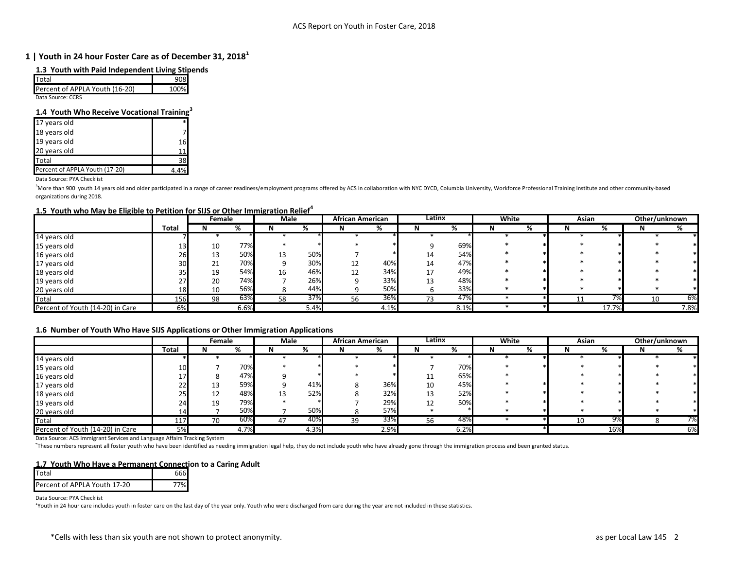# 1 | Youth in 24 hour Foster Care as of December 31, 2018[1]

### 1.3 Youth with Paid Independent Living Stipends

| | |
|---|---|
| Total | 908 |
| Percent of APPLA Youth (16-20) | 100% |

Data Source: CCRS

### 1.4 Youth Who Receive Vocational Training[3]

| | |
|---|---|
| 17 years old | * |
| 18 years old | 7 |
| 19 years old | 16 |
| 20 years old | 11 |
| Total | 38 |
| Percent of APPLA Youth (17-20) | 4.4% |

Data Source: PYA Checklist

[3]More than 900 youth 14 years old and older participated in a range of career readiness/employment programs offered by ACS in collaboration with NYC DYCD, Columbia University, Workforce Professional Training Institute and other community-based organizations during 2018.

### 1.5 Youth who May be Eligible to Petition for SIJS or Other Immigration Relief[4]

| | | Female | | Male | | African American | | Latinx | | White | | Asian | | Other/unknown | |
|---|---|---|---|---|---|---|---|---|---|---|---|---|---|---|---|
| | Total | N | % | N | % | N | % | N | % | N | % | N | % | N | % |
| 14 years old | 7 | * | * | * | * | * | * | * | * | * | * | * | * | * | * |
| 15 years old | 13 | 10 | 77% | * | * | * | * | 9 | 69% | * | * | * | * | * | * |
| 16 years old | 26 | 13 | 50% | 13 | 50% | 7 | * | 14 | 54% | * | * | * | * | * | * |
| 17 years old | 30 | 21 | 70% | 9 | 30% | 12 | 40% | 14 | 47% | * | * | * | * | * | * |
| 18 years old | 35 | 19 | 54% | 16 | 46% | 12 | 34% | 17 | 49% | * | * | * | * | * | * |
| 19 years old | 27 | 20 | 74% | 7 | 26% | 9 | 33% | 13 | 48% | * | * | * | * | * | * |
| 20 years old | 18 | 10 | 56% | 8 | 44% | 9 | 50% | 6 | 33% | * | * | * | * | * | * |
| Total | 156 | 98 | 63% | 58 | 37% | 56 | 36% | 73 | 47% | * | * | 11 | 7% | 10 | 6% |
| Percent of Youth (14-20) in Care | 6% | | 6.6% | | 5.4% | | 4.1% | | 8.1% | * | * | | 17.7% | | 7.8% |

### 1.6 Number of Youth Who Have SIJS Applications or Other Immigration Applications

| | | Female | | Male | | African American | | Latinx | | White | | Asian | | Other/unknown | |
|---|---|---|---|---|---|---|---|---|---|---|---|---|---|---|---|
| | Total | N | % | N | % | N | % | N | % | N | % | N | % | N | % |
| 14 years old | * | * | * | * | * | * | * | * | * | * | * | * | * | * | * |
| 15 years old | 10 | 7 | 70% | * | * | * | * | 7 | 70% | * | * | * | * | * | * |
| 16 years old | 17 | 8 | 47% | 9 | * | * | * | 11 | 65% | * | | * | * | * | * |
| 17 years old | 22 | 13 | 59% | 9 | 41% | 8 | 36% | 10 | 45% | * | * | * | * | * | * |
| 18 years old | 25 | 12 | 48% | 13 | 52% | 8 | 32% | 13 | 52% | * | * | * | * | * | * |
| 19 years old | 24 | 19 | 79% | * | * | 7 | 29% | 12 | 50% | * | * | * | * | * | * |
| 20 years old | 14 | 7 | 50% | 7 | 50% | 8 | 57% | * | * | * | * | * | * | * | * |
| Total | 117 | 70 | 60% | 47 | 40% | 39 | 33% | 56 | 48% | * | * | 10 | 9% | 8 | 7% |
| Percent of Youth (14-20) in Care | 5% | | 4.7% | | 4.3% | | 2.9% | | 6.2% | | * | | 16% | | 6% |

Data Source: ACS Immigrant Services and Language Affairs Tracking System

[4]These numbers represent all foster youth who have been identified as needing immigration legal help, they do not include youth who have already gone through the immigration process and been granted status.

### 1.7 Youth Who Have a Permanent Connection to a Caring Adult

| | |
|---|---|
| Total | 666 |
| Percent of APPLA Youth 17-20 | 77% |

Data Source: PYA Checklist

[1]Youth in 24 hour care includes youth in foster care on the last day of the year only. Youth who were discharged from care during the year are not included in these statistics.

*Cells with less than six youth are not shown to protect anonymity.

as per Local Law 145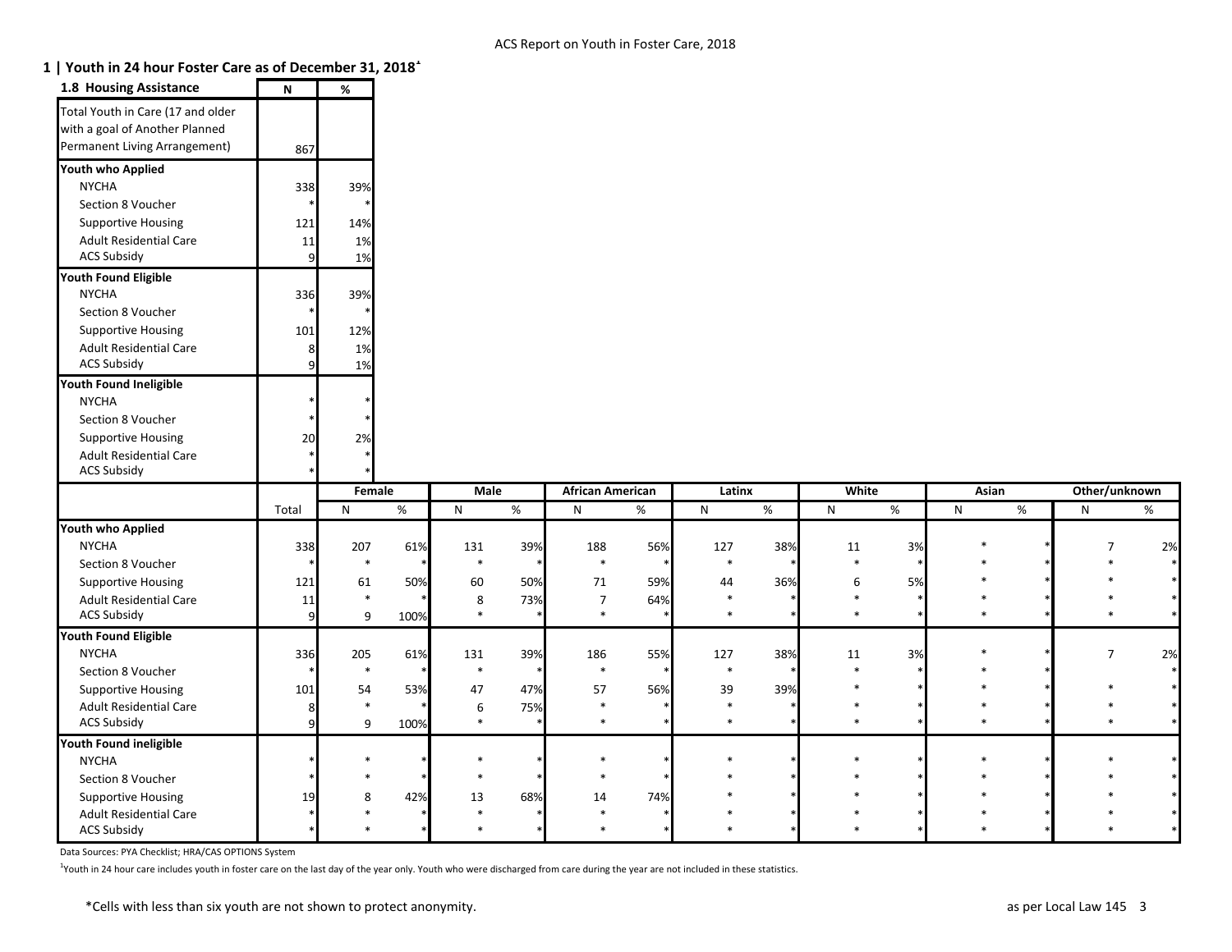## 1 | Youth in 24 hour Foster Care as of December 31, 2018[1]

| 1.8 Housing Assistance | N | % |
|---|---|---|
| Total Youth in Care (17 and older with a goal of Another Planned Permanent Living Arrangement) | 867 | |
| **Youth who Applied** | | |
| NYCHA | 338 | 39% |
| Section 8 Voucher | * | * |
| Supportive Housing | 121 | 14% |
| Adult Residential Care | 11 | 1% |
| ACS Subsidy | 9 | 1% |
| **Youth Found Eligible** | | |
| NYCHA | 336 | 39% |
| Section 8 Voucher | * | * |
| Supportive Housing | 101 | 12% |
| Adult Residential Care | 8 | 1% |
| ACS Subsidy | 9 | 1% |
| **Youth Found Ineligible** | | |
| NYCHA | * | * |
| Section 8 Voucher | * | * |
| Supportive Housing | 20 | 2% |
| Adult Residential Care | * | * |
| ACS Subsidy | * | * |

| | | Female | | Male | | African American | | Latinx | | White | | Asian | | Other/unknown | |
|---|---|---|---|---|---|---|---|---|---|---|---|---|---|---|---|
| | Total | N | % | N | % | N | % | N | % | N | % | N | % | N | % |
| **Youth who Applied** | | | | | | | | | | | | | | | |
| NYCHA | 338 | 207 | 61% | 131 | 39% | 188 | 56% | 127 | 38% | 11 | 3% | * | * | 7 | 2% |
| Section 8 Voucher | * | * | * | * | * | * | * | * | * | * | * | * | * | * | * |
| Supportive Housing | 121 | 61 | 50% | 60 | 50% | 71 | 59% | 44 | 36% | 6 | 5% | * | * | * | * |
| Adult Residential Care | 11 | * | * | 8 | 73% | 7 | 64% | * | * | * | * | * | * | * | * |
| ACS Subsidy | 9 | 9 | 100% | * | * | * | * | * | * | * | * | * | * | * | * |
| **Youth Found Eligible** | | | | | | | | | | | | | | | |
| NYCHA | 336 | 205 | 61% | 131 | 39% | 186 | 55% | 127 | 38% | 11 | 3% | * | * | 7 | 2% |
| Section 8 Voucher | * | * | * | * | * | * | * | * | * | * | * | * | * | | * |
| Supportive Housing | 101 | 54 | 53% | 47 | 47% | 57 | 56% | 39 | 39% | * | * | * | * | * | * |
| Adult Residential Care | 8 | * | * | 6 | 75% | * | * | * | * | * | * | * | * | * | * |
| ACS Subsidy | 9 | 9 | 100% | * | * | * | * | * | * | * | * | * | * | * | * |
| **Youth Found ineligible** | | | | | | | | | | | | | | | |
| NYCHA | * | * | * | * | * | * | * | * | * | * | * | * | * | * | * |
| Section 8 Voucher | * | * | * | * | * | * | * | * | * | * | * | * | * | * | * |
| Supportive Housing | 19 | 8 | 42% | 13 | 68% | 14 | 74% | * | * | * | * | * | * | * | * |
| Adult Residential Care | * | * | * | * | * | * | * | * | * | * | * | * | * | * | * |
| ACS Subsidy | * | * | * | * | * | * | * | * | * | * | * | * | * | * | * |

Data Sources: PYA Checklist; HRA/CAS OPTIONS System

[1]Youth in 24 hour care includes youth in foster care on the last day of the year only. Youth who were discharged from care during the year are not included in these statistics.

*Cells with less than six youth are not shown to protect anonymity.

as per Local Law 145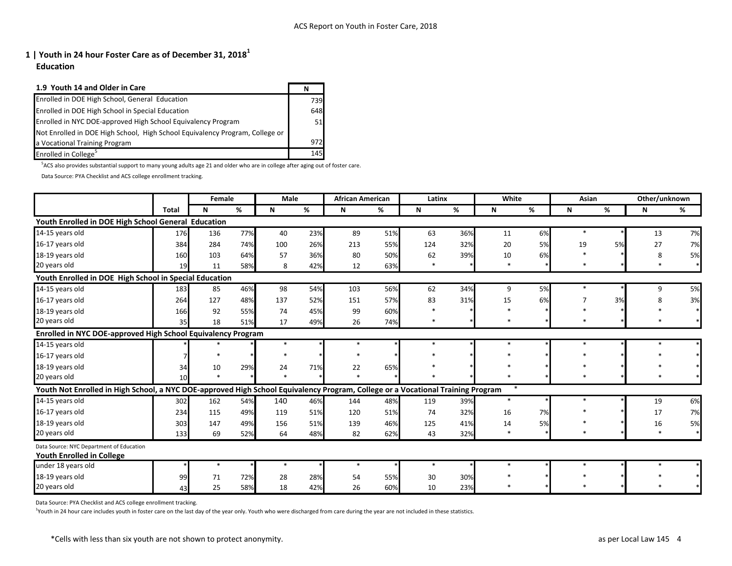## 1 | Youth in 24 hour Foster Care as of December 31, 2018[1]

### Education

| 1.9 Youth 14 and Older in Care | N |
|---|---|
| Enrolled in DOE High School, General Education | 739 |
| Enrolled in DOE High School in Special Education | 648 |
| Enrolled in NYC DOE-approved High School Equivalency Program | 51 |
| Not Enrolled in DOE High School, High School Equivalency Program, College or a Vocational Training Program | 972 |
| Enrolled in College[5] | 145 |

[5]ACS also provides substantial support to many young adults age 21 and older who are in college after aging out of foster care.

Data Source: PYA Checklist and ACS college enrollment tracking.

| | | Female | | Male | | African American | | Latinx | | White | | Asian | | Other/unknown | |
|---|---|---|---|---|---|---|---|---|---|---|---|---|---|---|---|
| | Total | N | % | N | % | N | % | N | % | N | % | N | % | N | % |
| **Youth Enrolled in DOE High School General Education** | | | | | | | | | | | | | | | |
| 14-15 years old | 176 | 136 | 77% | 40 | 23% | 89 | 51% | 63 | 36% | 11 | 6% | * | * | 13 | 7% |
| 16-17 years old | 384 | 284 | 74% | 100 | 26% | 213 | 55% | 124 | 32% | 20 | 5% | 19 | 5% | 27 | 7% |
| 18-19 years old | 160 | 103 | 64% | 57 | 36% | 80 | 50% | 62 | 39% | 10 | 6% | * | * | 8 | 5% |
| 20 years old | 19 | 11 | 58% | 8 | 42% | 12 | 63% | * | * | * | * | * | * | * | * |
| **Youth Enrolled in DOE High School in Special Education** | | | | | | | | | | | | | | | |
| 14-15 years old | 183 | 85 | 46% | 98 | 54% | 103 | 56% | 62 | 34% | 9 | 5% | * | * | 9 | 5% |
| 16-17 years old | 264 | 127 | 48% | 137 | 52% | 151 | 57% | 83 | 31% | 15 | 6% | 7 | 3% | 8 | 3% |
| 18-19 years old | 166 | 92 | 55% | 74 | 45% | 99 | 60% | * | * | * | * | * | * | * | * |
| 20 years old | 35 | 18 | 51% | 17 | 49% | 26 | 74% | * | * | * | * | * | * | * | * |
| **Enrolled in NYC DOE-approved High School Equivalency Program** | | | | | | | | | | | | | | | |
| 14-15 years old | * | * | * | * | * | * | * | * | * | * | * | * | * | * | * |
| 16-17 years old | 7 | * | * | * | * | * | * | * | * | * | * | * | * | * | * |
| 18-19 years old | 34 | 10 | 29% | 24 | 71% | 22 | 65% | * | * | * | * | * | * | * | * |
| 20 years old | 10 | * | * | * | * | * | * | * | * | * | * | * | * | * | * |
| **Youth Not Enrolled in High School, a NYC DOE-approved High School Equivalency Program, College or a Vocational Training Program** | | | | | | | | | | * | | | | | |
| 14-15 years old | 302 | 162 | 54% | 140 | 46% | 144 | 48% | 119 | 39% | * | * | * | * | 19 | 6% |
| 16-17 years old | 234 | 115 | 49% | 119 | 51% | 120 | 51% | 74 | 32% | 16 | 7% | * | * | 17 | 7% |
| 18-19 years old | 303 | 147 | 49% | 156 | 51% | 139 | 46% | 125 | 41% | 14 | 5% | * | * | 16 | 5% |
| 20 years old | 133 | 69 | 52% | 64 | 48% | 82 | 62% | 43 | 32% | * | * | * | * | * | * |

Data Source: NYC Department of Education

| **Youth Enrolled in College** | | | | | | | | | | | | | | | |
|---|---|---|---|---|---|---|---|---|---|---|---|---|---|---|---|
| under 18 years old | * | * | * | * | * | * | * | * | * | * | * | * | * | * | * |
| 18-19 years old | 99 | 71 | 72% | 28 | 28% | 54 | 55% | 30 | 30% | * | * | * | * | * | * |
| 20 years old | 43 | 25 | 58% | 18 | 42% | 26 | 60% | 10 | 23% | * | * | * | * | * | * |

Data Source: PYA Checklist and ACS college enrollment tracking.

[1]Youth in 24 hour care includes youth in foster care on the last day of the year only. Youth who were discharged from care during the year are not included in these statistics.

*Cells with less than six youth are not shown to protect anonymity.

as per Local Law 145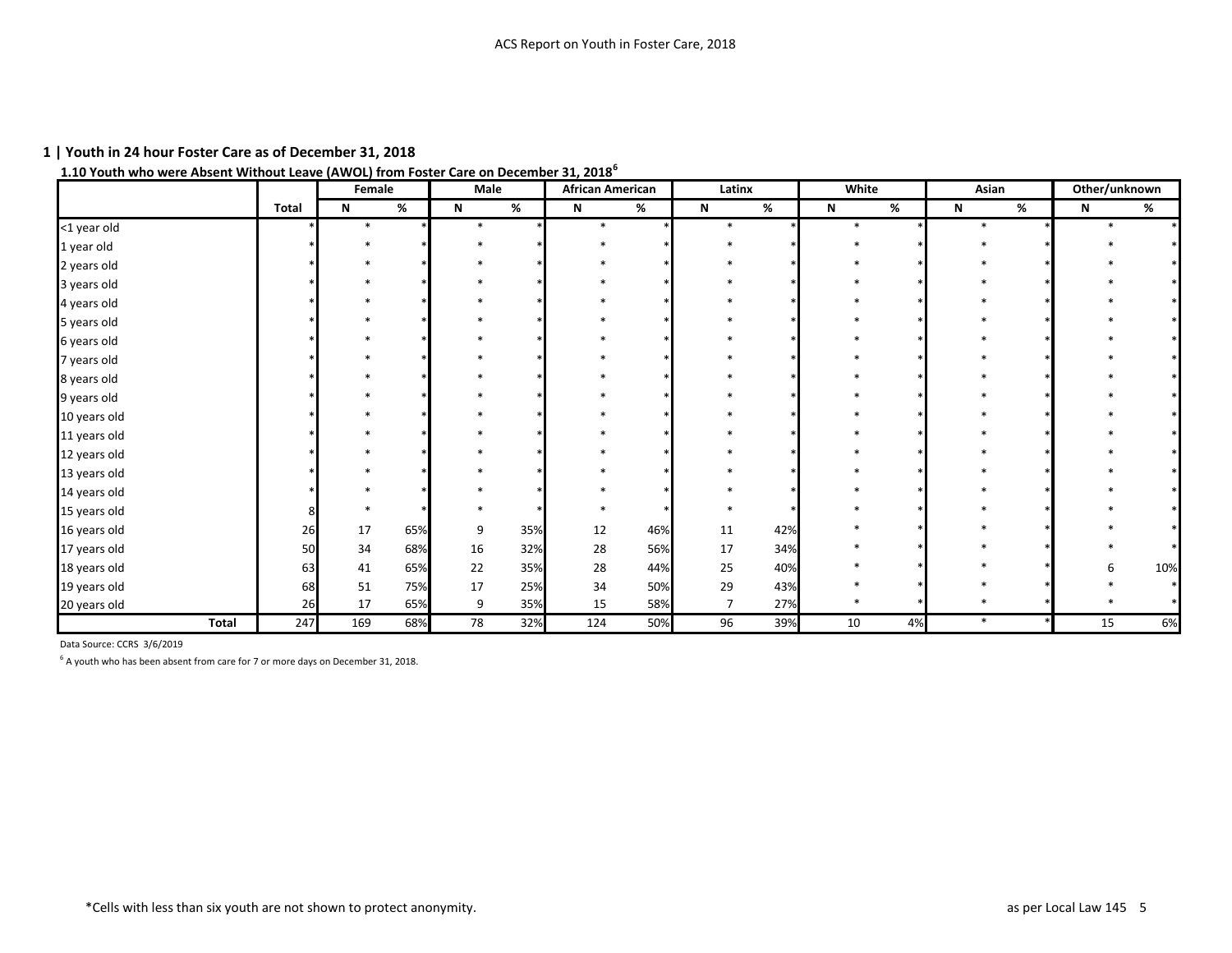## 1 | Youth in 24 hour Foster Care as of December 31, 2018

### 1.10 Youth who were Absent Without Leave (AWOL) from Foster Care on December 31, 2018[6]

| | | Female | | Male | | African American | | Latinx | | White | | Asian | | Other/unknown | |
|---|---|---|---|---|---|---|---|---|---|---|---|---|---|---|---|
| | Total | N | % | N | % | N | % | N | % | N | % | N | % | N | % |
| <1 year old | * | * | * | * | * | * | * | * | * | * | * | * | * | * | * |
| 1 year old | * | * | * | * | * | * | * | * | * | * | * | * | * | * | * |
| 2 years old | * | * | * | * | * | * | * | * | * | * | * | * | * | * | * |
| 3 years old | * | * | * | * | * | * | * | * | * | * | * | * | * | * | * |
| 4 years old | * | * | * | * | * | * | * | * | * | * | * | * | * | * | * |
| 5 years old | * | * | * | * | * | * | * | * | * | * | * | * | * | * | * |
| 6 years old | * | * | * | * | * | * | * | * | * | * | * | * | * | * | * |
| 7 years old | * | * | * | * | * | * | * | * | * | * | * | * | * | * | * |
| 8 years old | * | * | * | * | * | * | * | * | * | * | * | * | * | * | * |
| 9 years old | * | * | * | * | * | * | * | * | * | * | * | * | * | * | * |
| 10 years old | * | * | * | * | * | * | * | * | * | * | * | * | * | * | * |
| 11 years old | * | * | * | * | * | * | * | * | * | * | * | * | * | * | * |
| 12 years old | * | * | * | * | * | * | * | * | * | * | * | * | * | * | * |
| 13 years old | * | * | * | * | * | * | * | * | * | * | * | * | * | * | * |
| 14 years old | * | * | * | * | * | * | * | * | * | * | * | * | * | * | * |
| 15 years old | 8 | * | * | * | * | * | * | * | * | * | * | * | * | * | * |
| 16 years old | 26 | 17 | 65% | 9 | 35% | 12 | 46% | 11 | 42% | * | * | * | * | * | * |
| 17 years old | 50 | 34 | 68% | 16 | 32% | 28 | 56% | 17 | 34% | * | * | * | * | * | * |
| 18 years old | 63 | 41 | 65% | 22 | 35% | 28 | 44% | 25 | 40% | * | * | * | * | 6 | 10% |
| 19 years old | 68 | 51 | 75% | 17 | 25% | 34 | 50% | 29 | 43% | * | * | * | * | * | * |
| 20 years old | 26 | 17 | 65% | 9 | 35% | 15 | 58% | 7 | 27% | * | * | * | * | * | * |
| **Total** | 247 | 169 | 68% | 78 | 32% | 124 | 50% | 96 | 39% | 10 | 4% | * | * | 15 | 6% |

Data Source: CCRS 3/6/2019

[6] A youth who has been absent from care for 7 or more days on December 31, 2018.

*Cells with less than six youth are not shown to protect anonymity.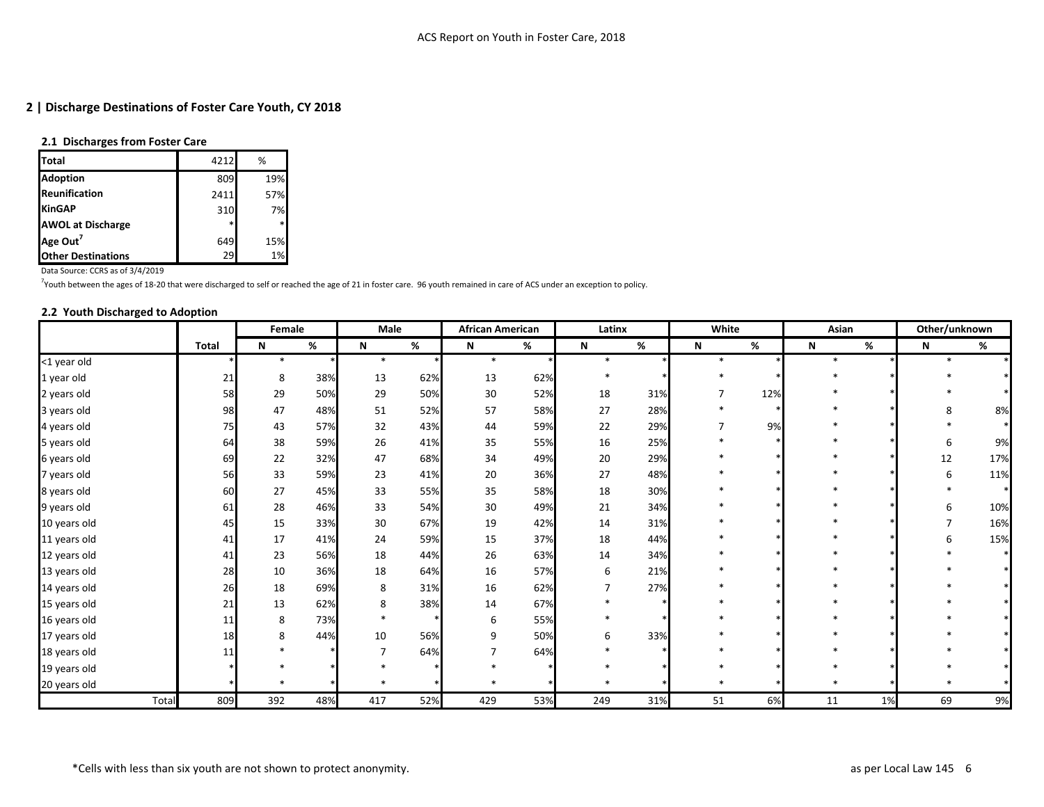## 2 | Discharge Destinations of Foster Care Youth, CY 2018

### 2.1 Discharges from Foster Care

| Total | 4212 | % |
|---|---|---|
| **Adoption** | 809 | 19% |
| **Reunification** | 2411 | 57% |
| **KinGAP** | 310 | 7% |
| **AWOL at Discharge** | * | * |
| **Age Out**[7] | 649 | 15% |
| **Other Destinations** | 29 | 1% |

Data Source: CCRS as of 3/4/2019

[7]Youth between the ages of 18-20 that were discharged to self or reached the age of 21 in foster care. 96 youth remained in care of ACS under an exception to policy.

### 2.2 Youth Discharged to Adoption

| | | Female | | Male | | African American | | Latinx | | White | | Asian | | Other/unknown | |
|---|---|---|---|---|---|---|---|---|---|---|---|---|---|---|---|
| | **Total** | **N** | **%** | **N** | **%** | **N** | **%** | **N** | **%** | **N** | **%** | **N** | **%** | **N** | **%** |
| <1 year old | * | * | * | * | * | * | * | * | * | * | * | * | * | * | * |
| 1 year old | 21 | 8 | 38% | 13 | 62% | 13 | 62% | * | * | * | * | * | * | * | * |
| 2 years old | 58 | 29 | 50% | 29 | 50% | 30 | 52% | 18 | 31% | 7 | 12% | * | * | * | * |
| 3 years old | 98 | 47 | 48% | 51 | 52% | 57 | 58% | 27 | 28% | * | * | * | * | 8 | 8% |
| 4 years old | 75 | 43 | 57% | 32 | 43% | 44 | 59% | 22 | 29% | 7 | 9% | * | * | * | * |
| 5 years old | 64 | 38 | 59% | 26 | 41% | 35 | 55% | 16 | 25% | * | * | * | * | 6 | 9% |
| 6 years old | 69 | 22 | 32% | 47 | 68% | 34 | 49% | 20 | 29% | * | * | * | * | 12 | 17% |
| 7 years old | 56 | 33 | 59% | 23 | 41% | 20 | 36% | 27 | 48% | * | * | * | * | 6 | 11% |
| 8 years old | 60 | 27 | 45% | 33 | 55% | 35 | 58% | 18 | 30% | * | * | * | * | * | * |
| 9 years old | 61 | 28 | 46% | 33 | 54% | 30 | 49% | 21 | 34% | * | * | * | * | 6 | 10% |
| 10 years old | 45 | 15 | 33% | 30 | 67% | 19 | 42% | 14 | 31% | * | * | * | * | 7 | 16% |
| 11 years old | 41 | 17 | 41% | 24 | 59% | 15 | 37% | 18 | 44% | * | * | * | * | 6 | 15% |
| 12 years old | 41 | 23 | 56% | 18 | 44% | 26 | 63% | 14 | 34% | * | * | * | * | * | * |
| 13 years old | 28 | 10 | 36% | 18 | 64% | 16 | 57% | 6 | 21% | * | * | * | * | * | * |
| 14 years old | 26 | 18 | 69% | 8 | 31% | 16 | 62% | 7 | 27% | * | * | * | * | * | * |
| 15 years old | 21 | 13 | 62% | 8 | 38% | 14 | 67% | * | * | * | * | * | * | * | * |
| 16 years old | 11 | 8 | 73% | * | * | 6 | 55% | * | * | * | * | * | * | * | * |
| 17 years old | 18 | 8 | 44% | 10 | 56% | 9 | 50% | 6 | 33% | * | * | * | * | * | * |
| 18 years old | 11 | * | * | 7 | 64% | 7 | 64% | * | * | * | * | * | * | * | * |
| 19 years old | * | * | * | * | * | * | * | * | * | * | * | * | * | * | * |
| 20 years old | * | * | * | * | * | * | * | * | * | * | * | * | * | * | * |
| Total | 809 | 392 | 48% | 417 | 52% | 429 | 53% | 249 | 31% | 51 | 6% | 11 | 1% | 69 | 9% |

*Cells with less than six youth are not shown to protect anonymity.

as per Local Law 145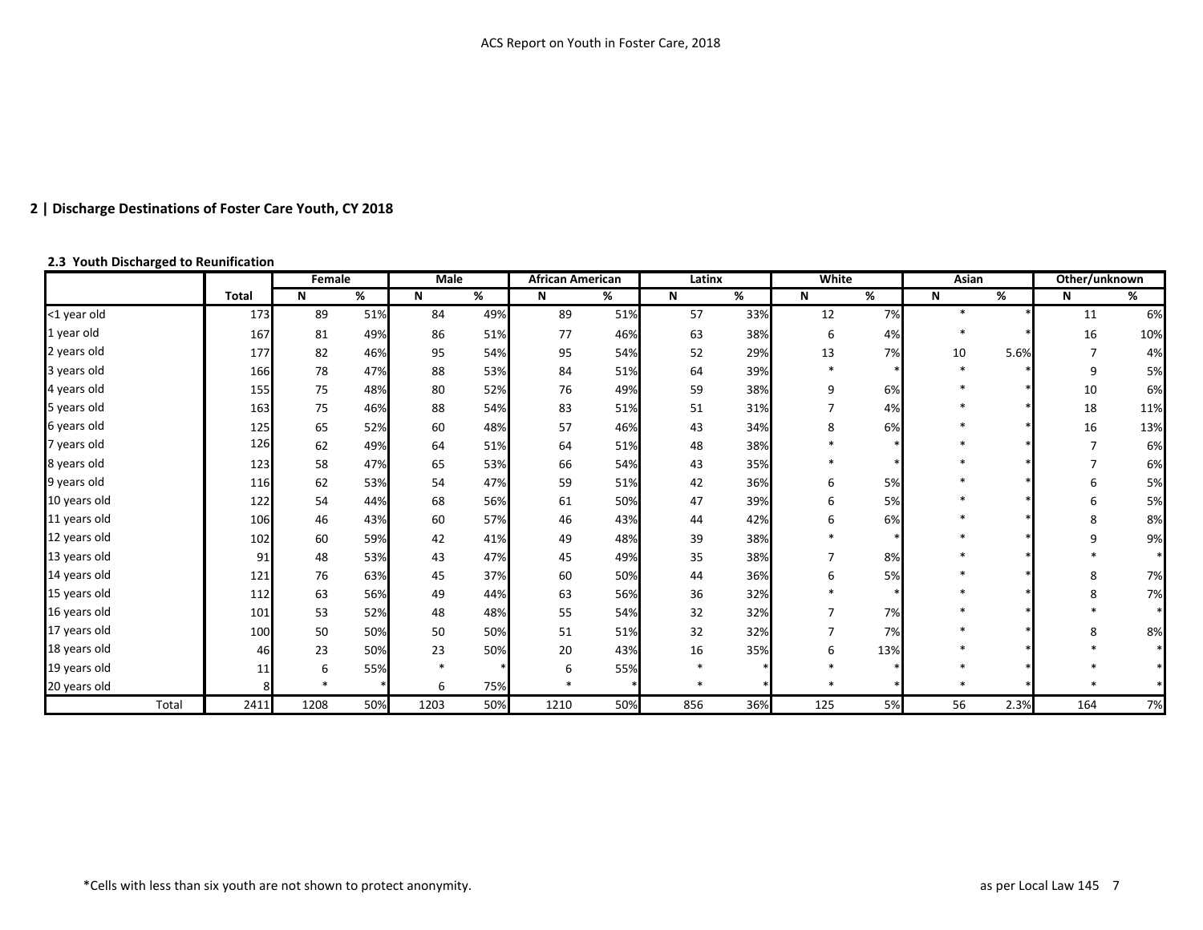## 2 | Discharge Destinations of Foster Care Youth, CY 2018

### 2.3 Youth Discharged to Reunification

| | Total | Female | | Male | | African American | | Latinx | | White | | Asian | | Other/unknown | |
|---|---|---|---|---|---|---|---|---|---|---|---|---|---|---|---|
| | | N | % | N | % | N | % | N | % | N | % | N | % | N | % |
| <1 year old | 173 | 89 | 51% | 84 | 49% | 89 | 51% | 57 | 33% | 12 | 7% | * | * | 11 | 6% |
| 1 year old | 167 | 81 | 49% | 86 | 51% | 77 | 46% | 63 | 38% | 6 | 4% | * | * | 16 | 10% |
| 2 years old | 177 | 82 | 46% | 95 | 54% | 95 | 54% | 52 | 29% | 13 | 7% | 10 | 5.6% | 7 | 4% |
| 3 years old | 166 | 78 | 47% | 88 | 53% | 84 | 51% | 64 | 39% | * | * | * | * | 9 | 5% |
| 4 years old | 155 | 75 | 48% | 80 | 52% | 76 | 49% | 59 | 38% | 9 | 6% | * | * | 10 | 6% |
| 5 years old | 163 | 75 | 46% | 88 | 54% | 83 | 51% | 51 | 31% | 7 | 4% | * | * | 18 | 11% |
| 6 years old | 125 | 65 | 52% | 60 | 48% | 57 | 46% | 43 | 34% | 8 | 6% | * | * | 16 | 13% |
| 7 years old | 126 | 62 | 49% | 64 | 51% | 64 | 51% | 48 | 38% | * | * | * | * | 7 | 6% |
| 8 years old | 123 | 58 | 47% | 65 | 53% | 66 | 54% | 43 | 35% | * | * | * | * | 7 | 6% |
| 9 years old | 116 | 62 | 53% | 54 | 47% | 59 | 51% | 42 | 36% | 6 | 5% | * | * | 6 | 5% |
| 10 years old | 122 | 54 | 44% | 68 | 56% | 61 | 50% | 47 | 39% | 6 | 5% | * | * | 6 | 5% |
| 11 years old | 106 | 46 | 43% | 60 | 57% | 46 | 43% | 44 | 42% | 6 | 6% | * | * | 8 | 8% |
| 12 years old | 102 | 60 | 59% | 42 | 41% | 49 | 48% | 39 | 38% | * | * | * | * | 9 | 9% |
| 13 years old | 91 | 48 | 53% | 43 | 47% | 45 | 49% | 35 | 38% | 7 | 8% | * | * | * | * |
| 14 years old | 121 | 76 | 63% | 45 | 37% | 60 | 50% | 44 | 36% | 6 | 5% | * | * | 8 | 7% |
| 15 years old | 112 | 63 | 56% | 49 | 44% | 63 | 56% | 36 | 32% | * | * | * | * | 8 | 7% |
| 16 years old | 101 | 53 | 52% | 48 | 48% | 55 | 54% | 32 | 32% | 7 | 7% | * | * | * | * |
| 17 years old | 100 | 50 | 50% | 50 | 50% | 51 | 51% | 32 | 32% | 7 | 7% | * | * | 8 | 8% |
| 18 years old | 46 | 23 | 50% | 23 | 50% | 20 | 43% | 16 | 35% | 6 | 13% | * | * | * | * |
| 19 years old | 11 | 6 | 55% | * | * | 6 | 55% | * | * | * | * | * | * | * | * |
| 20 years old | 8 | * | * | 6 | 75% | * | * | * | * | * | * | * | * | * | * |
| Total | 2411 | 1208 | 50% | 1203 | 50% | 1210 | 50% | 856 | 36% | 125 | 5% | 56 | 2.3% | 164 | 7% |

*Cells with less than six youth are not shown to protect anonymity.

as per Local Law 145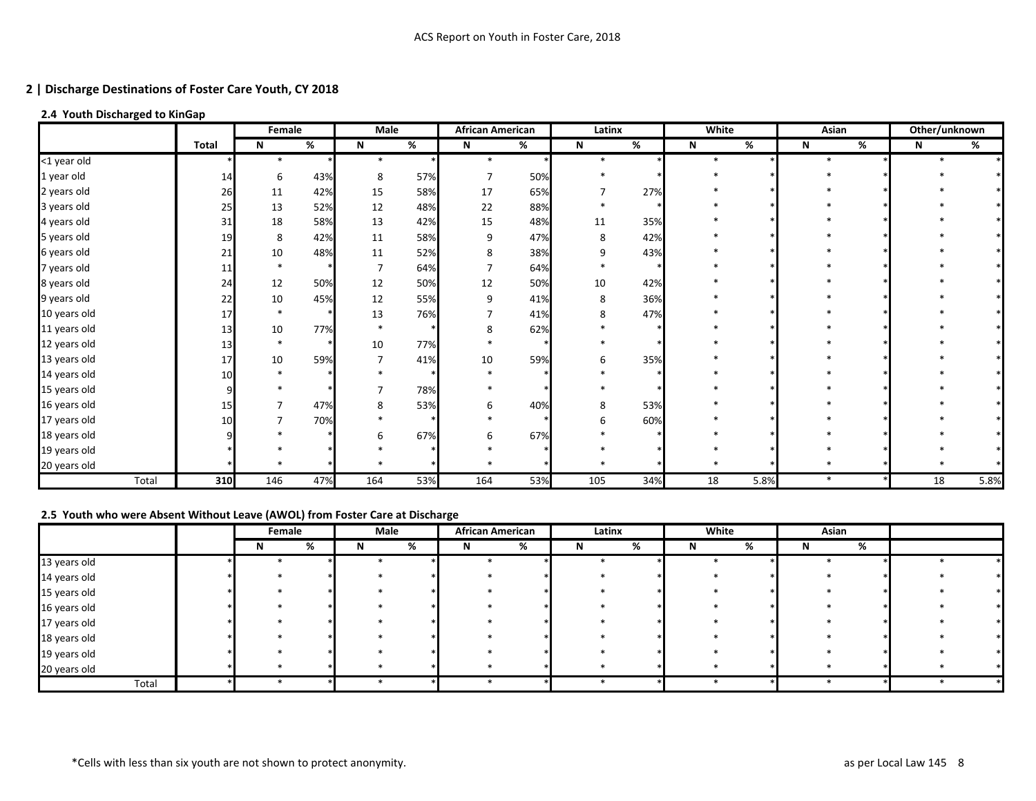## 2 | Discharge Destinations of Foster Care Youth, CY 2018

### 2.4 Youth Discharged to KinGap

| | Total | Female | | Male | | African American | | Latinx | | White | | Asian | | Other/unknown | |
|---|---|---|---|---|---|---|---|---|---|---|---|---|---|---|---|
| | | N | % | N | % | N | % | N | % | N | % | N | % | N | % |
| <1 year old | * | * | * | * | * | * | * | * | * | * | * | * | * | * | * |
| 1 year old | 14 | 6 | 43% | 8 | 57% | 7 | 50% | * | * | * | * | * | * | * | * |
| 2 years old | 26 | 11 | 42% | 15 | 58% | 17 | 65% | 7 | 27% | * | * | * | * | * | * |
| 3 years old | 25 | 13 | 52% | 12 | 48% | 22 | 88% | * | * | * | * | * | * | * | * |
| 4 years old | 31 | 18 | 58% | 13 | 42% | 15 | 48% | 11 | 35% | * | * | * | * | * | * |
| 5 years old | 19 | 8 | 42% | 11 | 58% | 9 | 47% | 8 | 42% | * | * | * | * | * | * |
| 6 years old | 21 | 10 | 48% | 11 | 52% | 8 | 38% | 9 | 43% | * | * | * | * | * | * |
| 7 years old | 11 | * | * | 7 | 64% | 7 | 64% | * | * | * | * | * | * | * | * |
| 8 years old | 24 | 12 | 50% | 12 | 50% | 12 | 50% | 10 | 42% | * | * | * | * | * | * |
| 9 years old | 22 | 10 | 45% | 12 | 55% | 9 | 41% | 8 | 36% | * | * | * | * | * | * |
| 10 years old | 17 | * | * | 13 | 76% | 7 | 41% | 8 | 47% | * | * | * | * | * | * |
| 11 years old | 13 | 10 | 77% | * | * | 8 | 62% | * | * | * | * | * | * | * | * |
| 12 years old | 13 | * | * | 10 | 77% | * | * | * | * | * | * | * | * | * | * |
| 13 years old | 17 | 10 | 59% | 7 | 41% | 10 | 59% | 6 | 35% | * | * | * | * | * | * |
| 14 years old | 10 | * | * | * | * | * | * | * | * | * | * | * | * | * | * |
| 15 years old | 9 | * | * | 7 | 78% | * | * | * | * | * | * | * | * | * | * |
| 16 years old | 15 | 7 | 47% | 8 | 53% | 6 | 40% | 8 | 53% | * | * | * | * | * | * |
| 17 years old | 10 | 7 | 70% | * | * | * | * | 6 | 60% | * | * | * | * | * | * |
| 18 years old | 9 | * | * | 6 | 67% | 6 | 67% | * | * | * | * | * | * | * | * |
| 19 years old | * | * | * | * | * | * | * | * | * | * | * | * | * | * | * |
| 20 years old | * | * | * | * | * | * | * | * | * | * | * | * | * | * | * |
| Total | **310** | 146 | 47% | 164 | 53% | 164 | 53% | 105 | 34% | 18 | 5.8% | * | * | 18 | 5.8% |

### 2.5 Youth who were Absent Without Leave (AWOL) from Foster Care at Discharge

| | | Female | | Male | | African American | | Latinx | | White | | Asian | | | |
|---|---|---|---|---|---|---|---|---|---|---|---|---|---|---|---|
| | | N | % | N | % | N | % | N | % | N | % | N | % | | |
| 13 years old | * | * | * | * | * | * | * | * | * | * | * | * | * | * | * |
| 14 years old | * | * | * | * | * | * | * | * | * | * | * | * | * | * | * |
| 15 years old | * | * | * | * | * | * | * | * | * | * | * | * | * | * | * |
| 16 years old | * | * | * | * | * | * | * | * | * | * | * | * | * | * | * |
| 17 years old | * | * | * | * | * | * | * | * | * | * | * | * | * | * | * |
| 18 years old | * | * | * | * | * | * | * | * | * | * | * | * | * | * | * |
| 19 years old | * | * | * | * | * | * | * | * | * | * | * | * | * | * | * |
| 20 years old | * | * | * | * | * | * | * | * | * | * | * | * | * | * | * |
| Total | * | * | * | * | * | * | * | * | * | * | * | * | * | * | * |

*Cells with less than six youth are not shown to protect anonymity.

as per Local Law 145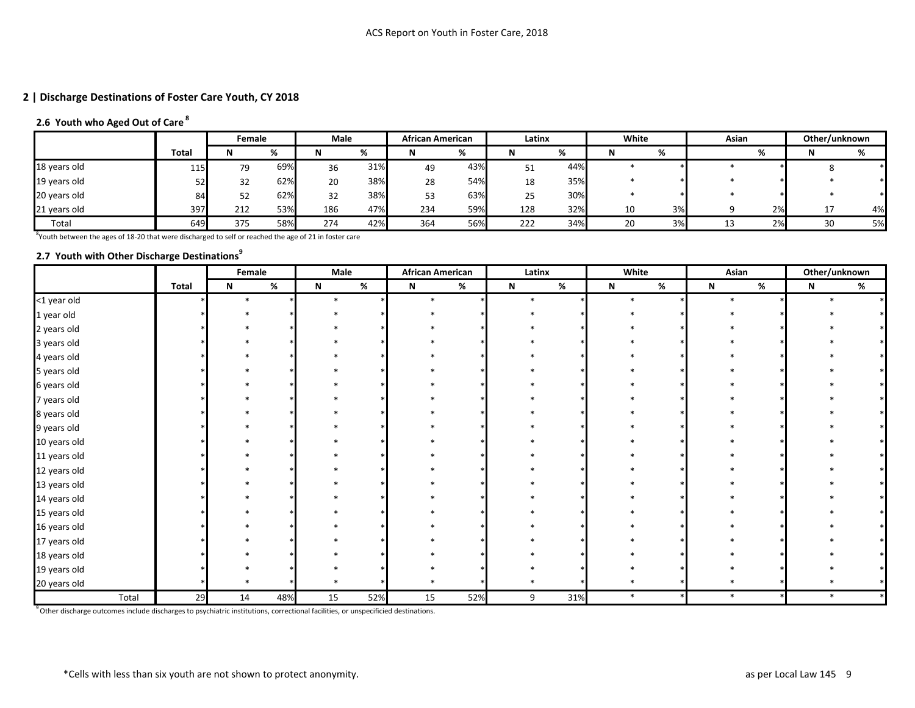## 2 | Discharge Destinations of Foster Care Youth, CY 2018

### 2.6 Youth who Aged Out of Care [8]

| | | Female | | Male | | African American | | Latinx | | White | | Asian | | Other/unknown | |
|---|---|---|---|---|---|---|---|---|---|---|---|---|---|---|---|
| | Total | N | % | N | % | N | % | N | % | N | % | | % | N | % |
| 18 years old | 115 | 79 | 69% | 36 | 31% | 49 | 43% | 51 | 44% | * | * | * | * | 8 | * |
| 19 years old | 52 | 32 | 62% | 20 | 38% | 28 | 54% | 18 | 35% | * | * | * | * | * | * |
| 20 years old | 84 | 52 | 62% | 32 | 38% | 53 | 63% | 25 | 30% | * | * | * | * | * | * |
| 21 years old | 397 | 212 | 53% | 186 | 47% | 234 | 59% | 128 | 32% | 10 | 3% | 9 | 2% | 17 | 4% |
| Total | 649 | 375 | 58% | 274 | 42% | 364 | 56% | 222 | 34% | 20 | 3% | 13 | 2% | 30 | 5% |

[8]Youth between the ages of 18-20 that were discharged to self or reached the age of 21 in foster care

### 2.7 Youth with Other Discharge Destinations [9]

| | | Female | | Male | | African American | | Latinx | | White | | Asian | | Other/unknown | |
|---|---|---|---|---|---|---|---|---|---|---|---|---|---|---|---|
| | Total | N | % | N | % | N | % | N | % | N | % | N | % | N | % |
| <1 year old | * | * | * | * | * | * | * | * | * | * | * | * | * | * | * |
| 1 year old | * | * | * | * | * | * | * | * | * | * | * | * | * | * | * |
| 2 years old | * | * | * | * | * | * | * | * | * | * | * | * | * | * | * |
| 3 years old | * | * | * | * | * | * | * | * | * | * | * | * | * | * | * |
| 4 years old | * | * | * | * | * | * | * | * | * | * | * | * | * | * | * |
| 5 years old | * | * | * | * | * | * | * | * | * | * | * | * | * | * | * |
| 6 years old | * | * | * | * | * | * | * | * | * | * | * | * | * | * | * |
| 7 years old | * | * | * | * | * | * | * | * | * | * | * | * | * | * | * |
| 8 years old | * | * | * | * | * | * | * | * | * | * | * | * | * | * | * |
| 9 years old | * | * | * | * | * | * | * | * | * | * | * | * | * | * | * |
| 10 years old | * | * | * | * | * | * | * | * | * | * | * | * | * | * | * |
| 11 years old | * | * | * | * | * | * | * | * | * | * | * | * | * | * | * |
| 12 years old | * | * | * | * | * | * | * | * | * | * | * | * | * | * | * |
| 13 years old | * | * | * | * | * | * | * | * | * | * | * | * | * | * | * |
| 14 years old | * | * | * | * | * | * | * | * | * | * | * | * | * | * | * |
| 15 years old | * | * | * | * | * | * | * | * | * | * | * | * | * | * | * |
| 16 years old | * | * | * | * | * | * | * | * | * | * | * | * | * | * | * |
| 17 years old | * | * | * | * | * | * | * | * | * | * | * | * | * | * | * |
| 18 years old | * | * | * | * | * | * | * | * | * | * | * | * | * | * | * |
| 19 years old | * | * | * | * | * | * | * | * | * | * | * | * | * | * | * |
| 20 years old | * | * | * | * | * | * | * | * | * | * | * | * | * | * | * |
| Total | 29 | 14 | 48% | 15 | 52% | 15 | 52% | 9 | 31% | * | * | * | * | * | * |

[9]Other discharge outcomes include discharges to psychiatric institutions, correctional facilities, or unspecificied destinations.

*Cells with less than six youth are not shown to protect anonymity.

as per Local Law 145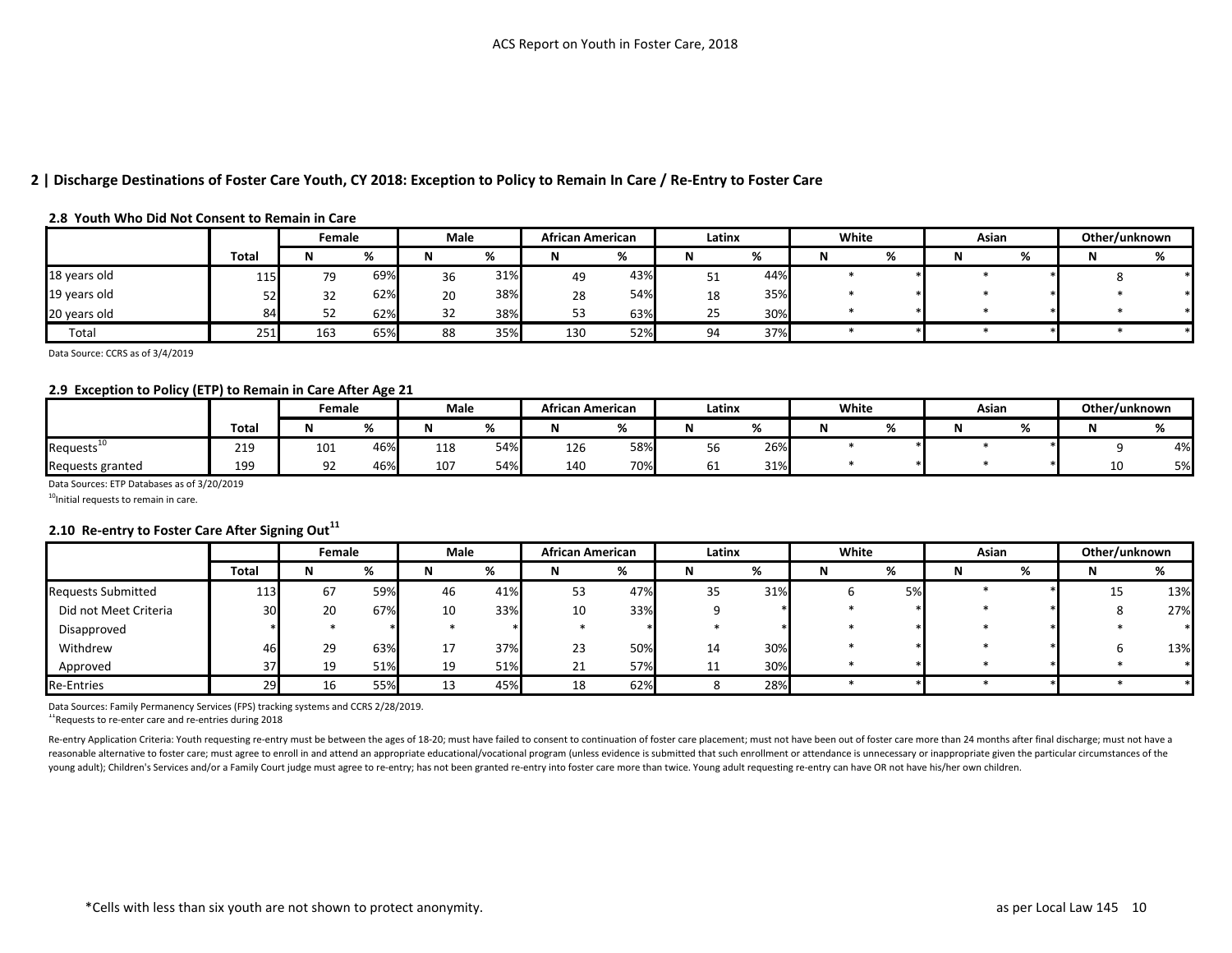## 2 | Discharge Destinations of Foster Care Youth, CY 2018: Exception to Policy to Remain In Care / Re-Entry to Foster Care

### 2.8 Youth Who Did Not Consent to Remain in Care

| | | Female | | Male | | African American | | Latinx | | White | | Asian | | Other/unknown | |
|---|---|---|---|---|---|---|---|---|---|---|---|---|---|---|---|
| | Total | N | % | N | % | N | % | N | % | N | % | N | % | N | % |
| 18 years old | 115 | 79 | 69% | 36 | 31% | 49 | 43% | 51 | 44% | * | * | * | * | 8 | * |
| 19 years old | 52 | 32 | 62% | 20 | 38% | 28 | 54% | 18 | 35% | * | * | * | * | * | * |
| 20 years old | 84 | 52 | 62% | 32 | 38% | 53 | 63% | 25 | 30% | * | * | * | * | * | * |
| Total | 251 | 163 | 65% | 88 | 35% | 130 | 52% | 94 | 37% | * | * | * | * | * | * |

Data Source: CCRS as of 3/4/2019

### 2.9 Exception to Policy (ETP) to Remain in Care After Age 21

| | | Female | | Male | | African American | | Latinx | | White | | Asian | | Other/unknown | |
|---|---|---|---|---|---|---|---|---|---|---|---|---|---|---|---|
| | Total | N | % | N | % | N | % | N | % | N | % | N | % | N | % |
| Requests[10] | 219 | 101 | 46% | 118 | 54% | 126 | 58% | 56 | 26% | * | * | * | * | 9 | 4% |
| Requests granted | 199 | 92 | 46% | 107 | 54% | 140 | 70% | 61 | 31% | * | * | * | * | 10 | 5% |

Data Sources: ETP Databases as of 3/20/2019

[10]Initial requests to remain in care.

### 2.10 Re-entry to Foster Care After Signing Out[11]

| | | Female | | Male | | African American | | Latinx | | White | | Asian | | Other/unknown | |
|---|---|---|---|---|---|---|---|---|---|---|---|---|---|---|---|
| | Total | N | % | N | % | N | % | N | % | N | % | N | % | N | % |
| Requests Submitted | 113 | 67 | 59% | 46 | 41% | 53 | 47% | 35 | 31% | 6 | 5% | * | * | 15 | 13% |
| Did not Meet Criteria | 30 | 20 | 67% | 10 | 33% | 10 | 33% | 9 | * | * | * | * | * | 8 | 27% |
| Disapproved | * | * | * | * | * | * | * | * | * | * | * | * | * | * | * |
| Withdrew | 46 | 29 | 63% | 17 | 37% | 23 | 50% | 14 | 30% | * | * | * | * | 6 | 13% |
| Approved | 37 | 19 | 51% | 19 | 51% | 21 | 57% | 11 | 30% | * | * | * | * | * | * |
| Re-Entries | 29 | 16 | 55% | 13 | 45% | 18 | 62% | 8 | 28% | * | * | * | * | * | * |

Data Sources: Family Permanency Services (FPS) tracking systems and CCRS 2/28/2019.

[11]Requests to re-enter care and re-entries during 2018

Re-entry Application Criteria: Youth requesting re-entry must be between the ages of 18-20; must have failed to consent to continuation of foster care placement; must not have been out of foster care more than 24 months after final discharge; must not have a reasonable alternative to foster care; must agree to enroll in and attend an appropriate educational/vocational program (unless evidence is submitted that such enrollment or attendance is unnecessary or inappropriate given the particular circumstances of the young adult); Children's Services and/or a Family Court judge must agree to re-entry; has not been granted re-entry into foster care more than twice. Young adult requesting re-entry can have OR not have his/her own children.

*Cells with less than six youth are not shown to protect anonymity.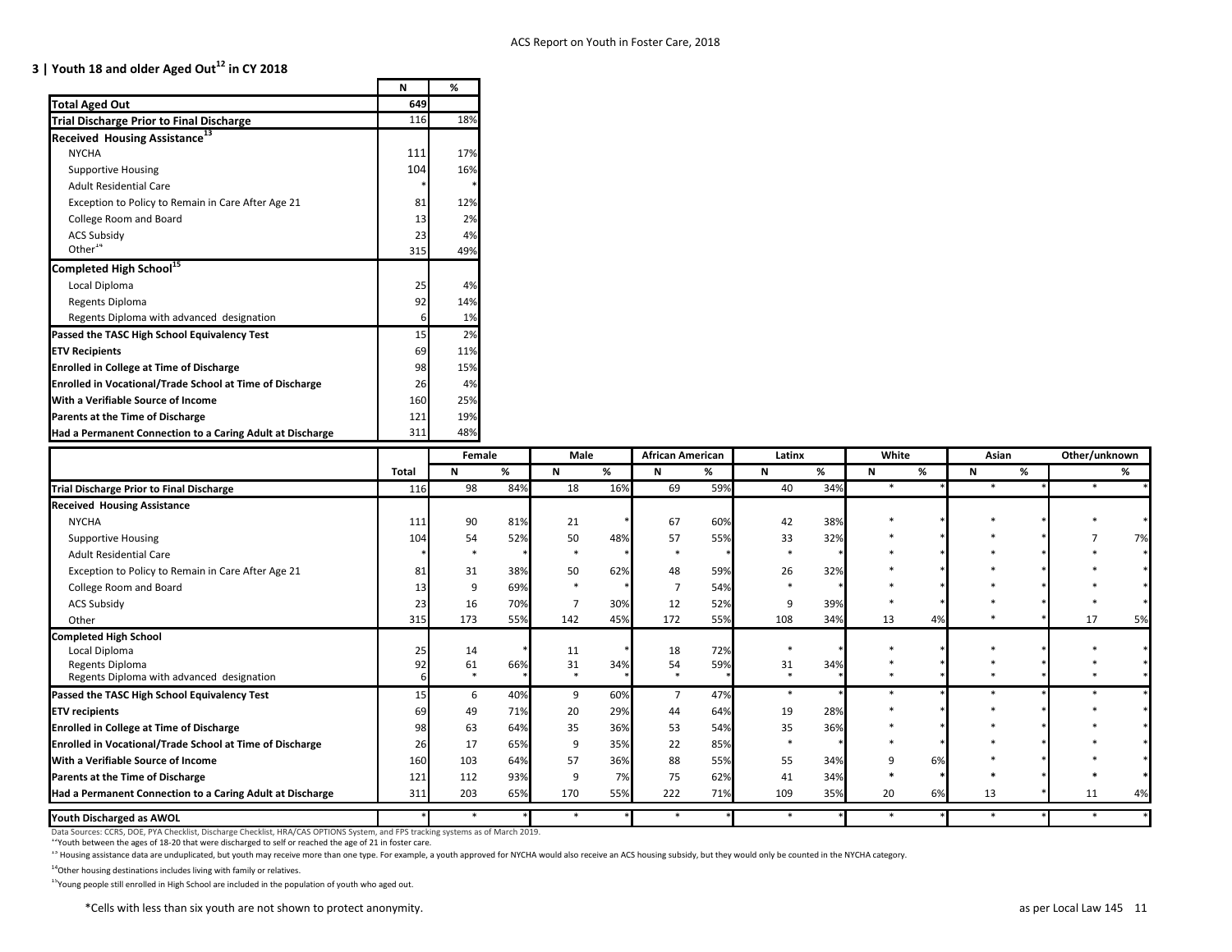## 3 | Youth 18 and older Aged Out[12] in CY 2018

| | N | % |
|---|---|---|
| **Total Aged Out** | 649 | |
| **Trial Discharge Prior to Final Discharge** | 116 | 18% |
| **Received Housing Assistance[13]** | | |
| NYCHA | 111 | 17% |
| Supportive Housing | 104 | 16% |
| Adult Residential Care | * | * |
| Exception to Policy to Remain in Care After Age 21 | 81 | 12% |
| College Room and Board | 13 | 2% |
| ACS Subsidy | 23 | 4% |
| Other[14] | 315 | 49% |
| **Completed High School[15]** | | |
| Local Diploma | 25 | 4% |
| Regents Diploma | 92 | 14% |
| Regents Diploma with advanced designation | 6 | 1% |
| **Passed the TASC High School Equivalency Test** | 15 | 2% |
| **ETV Recipients** | 69 | 11% |
| **Enrolled in College at Time of Discharge** | 98 | 15% |
| **Enrolled in Vocational/Trade School at Time of Discharge** | 26 | 4% |
| **With a Verifiable Source of Income** | 160 | 25% |
| **Parents at the Time of Discharge** | 121 | 19% |
| **Had a Permanent Connection to a Caring Adult at Discharge** | 311 | 48% |

| | | Female | | Male | | African American | | Latinx | | White | | Asian | | Other/unknown | |
|---|---|---|---|---|---|---|---|---|---|---|---|---|---|---|---|
| | Total | N | % | N | % | N | % | N | % | N | % | N | % | | % |
| **Trial Discharge Prior to Final Discharge** | 116 | 98 | 84% | 18 | 16% | 69 | 59% | 40 | 34% | * | * | * | * | * | * |
| **Received Housing Assistance** | | | | | | | | | | | | | | | |
| NYCHA | 111 | 90 | 81% | 21 | * | 67 | 60% | 42 | 38% | * | * | * | * | * | * |
| Supportive Housing | 104 | 54 | 52% | 50 | 48% | 57 | 55% | 33 | 32% | * | * | * | * | 7 | 7% |
| Adult Residential Care | * | * | * | * | * | * | * | * | * | * | * | * | * | * | * |
| Exception to Policy to Remain in Care After Age 21 | 81 | 31 | 38% | 50 | 62% | 48 | 59% | 26 | 32% | * | * | * | * | * | * |
| College Room and Board | 13 | 9 | 69% | * | * | 7 | 54% | * | * | * | * | * | * | * | * |
| ACS Subsidy | 23 | 16 | 70% | 7 | 30% | 12 | 52% | 9 | 39% | * | * | * | * | * | * |
| Other | 315 | 173 | 55% | 142 | 45% | 172 | 55% | 108 | 34% | 13 | 4% | * | * | 17 | 5% |
| **Completed High School** | | | | | | | | | | | | | | | |
| Local Diploma | 25 | 14 | * | 11 | * | 18 | 72% | * | * | * | * | * | * | * | * |
| Regents Diploma | 92 | 61 | 66% | 31 | 34% | 54 | 59% | 31 | 34% | * | * | * | * | * | * |
| Regents Diploma with advanced designation | 6 | * | * | * | * | * | * | * | * | * | * | * | * | * | * |
| **Passed the TASC High School Equivalency Test** | 15 | 6 | 40% | 9 | 60% | 7 | 47% | * | * | * | * | * | * | * | * |
| **ETV recipients** | 69 | 49 | 71% | 20 | 29% | 44 | 64% | 19 | 28% | * | * | * | * | * | * |
| **Enrolled in College at Time of Discharge** | 98 | 63 | 64% | 35 | 36% | 53 | 54% | 35 | 36% | * | * | * | * | * | * |
| **Enrolled in Vocational/Trade School at Time of Discharge** | 26 | 17 | 65% | 9 | 35% | 22 | 85% | * | * | * | * | * | * | * | * |
| **With a Verifiable Source of Income** | 160 | 103 | 64% | 57 | 36% | 88 | 55% | 55 | 34% | 9 | 6% | * | * | * | * |
| **Parents at the Time of Discharge** | 121 | 112 | 93% | 9 | 7% | 75 | 62% | 41 | 34% | * | * | * | * | * | * |
| **Had a Permanent Connection to a Caring Adult at Discharge** | 311 | 203 | 65% | 170 | 55% | 222 | 71% | 109 | 35% | 20 | 6% | 13 | * | 11 | 4% |
| **Youth Discharged as AWOL** | * | * | * | * | * | * | * | * | * | * | * | * | * | * | * |

Data Sources: CCRS, DOE, PYA Checklist, Discharge Checklist, HRA/CAS OPTIONS System, and FPS tracking systems as of March 2019.

[12]Youth between the ages of 18-20 that were discharged to self or reached the age of 21 in foster care.

[13] Housing assistance data are unduplicated, but youth may receive more than one type. For example, a youth approved for NYCHA would also receive an ACS housing subsidy, but they would only be counted in the NYCHA category.

[14]Other housing destinations includes living with family or relatives.

[15]Young people still enrolled in High School are included in the population of youth who aged out.

*Cells with less than six youth are not shown to protect anonymity.

as per Local Law 145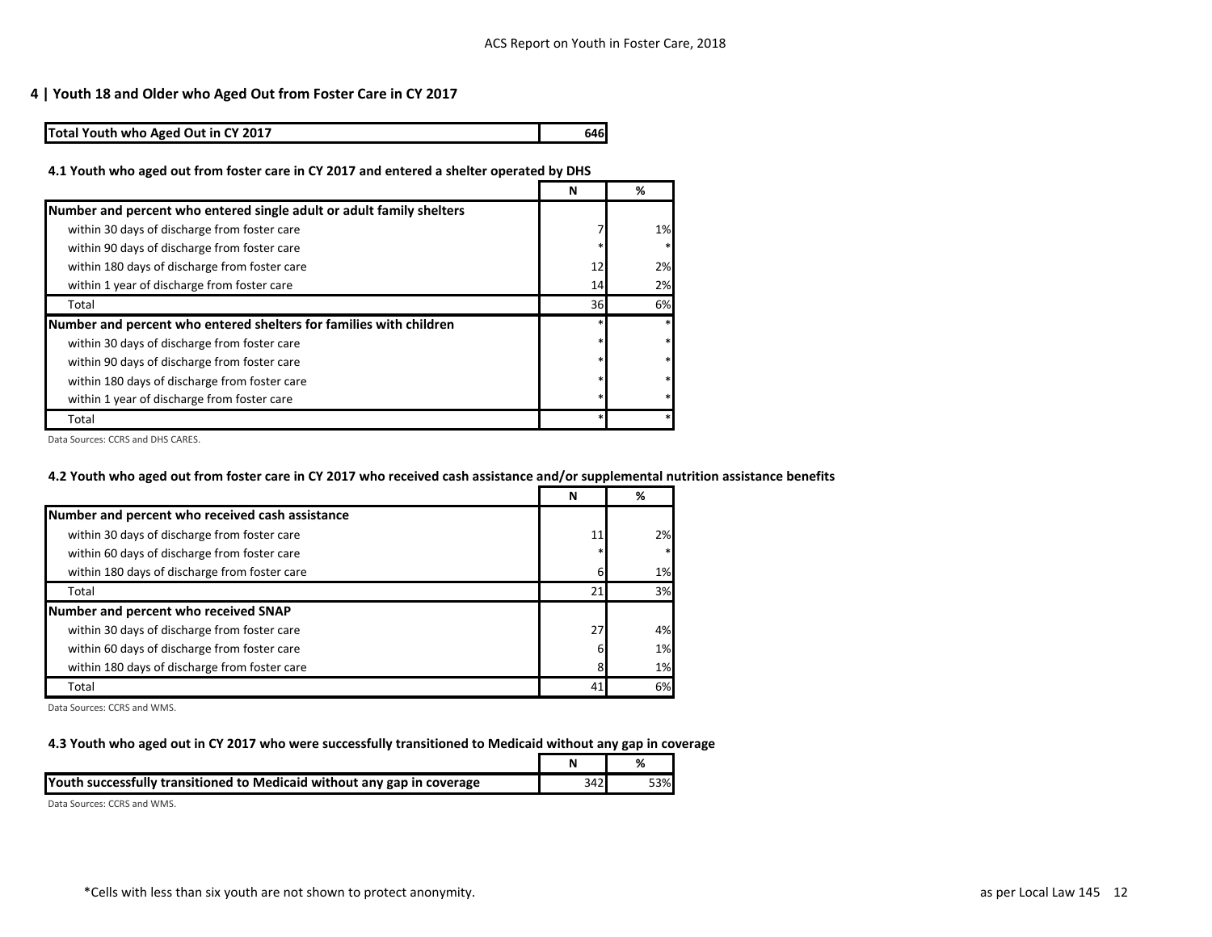## 4 | Youth 18 and Older who Aged Out from Foster Care in CY 2017

| Total Youth who Aged Out in CY 2017 | 646 |
|---|---|

### 4.1 Youth who aged out from foster care in CY 2017 and entered a shelter operated by DHS

| | N | % |
|---|---|---|
| **Number and percent who entered single adult or adult family shelters** | | |
| within 30 days of discharge from foster care | 7 | 1% |
| within 90 days of discharge from foster care | * | * |
| within 180 days of discharge from foster care | 12 | 2% |
| within 1 year of discharge from foster care | 14 | 2% |
| Total | 36 | 6% |
| **Number and percent who entered shelters for families with children** | * | * |
| within 30 days of discharge from foster care | * | * |
| within 90 days of discharge from foster care | * | * |
| within 180 days of discharge from foster care | * | * |
| within 1 year of discharge from foster care | * | * |
| Total | * | * |

Data Sources: CCRS and DHS CARES.

### 4.2 Youth who aged out from foster care in CY 2017 who received cash assistance and/or supplemental nutrition assistance benefits

| | N | % |
|---|---|---|
| **Number and percent who received cash assistance** | | |
| within 30 days of discharge from foster care | 11 | 2% |
| within 60 days of discharge from foster care | * | * |
| within 180 days of discharge from foster care | 6 | 1% |
| Total | 21 | 3% |
| **Number and percent who received SNAP** | | |
| within 30 days of discharge from foster care | 27 | 4% |
| within 60 days of discharge from foster care | 6 | 1% |
| within 180 days of discharge from foster care | 8 | 1% |
| Total | 41 | 6% |

Data Sources: CCRS and WMS.

### 4.3 Youth who aged out in CY 2017 who were successfully transitioned to Medicaid without any gap in coverage

| | N | % |
|---|---|---|
| **Youth successfully transitioned to Medicaid without any gap in coverage** | 342 | 53% |

Data Sources: CCRS and WMS.

*Cells with less than six youth are not shown to protect anonymity.